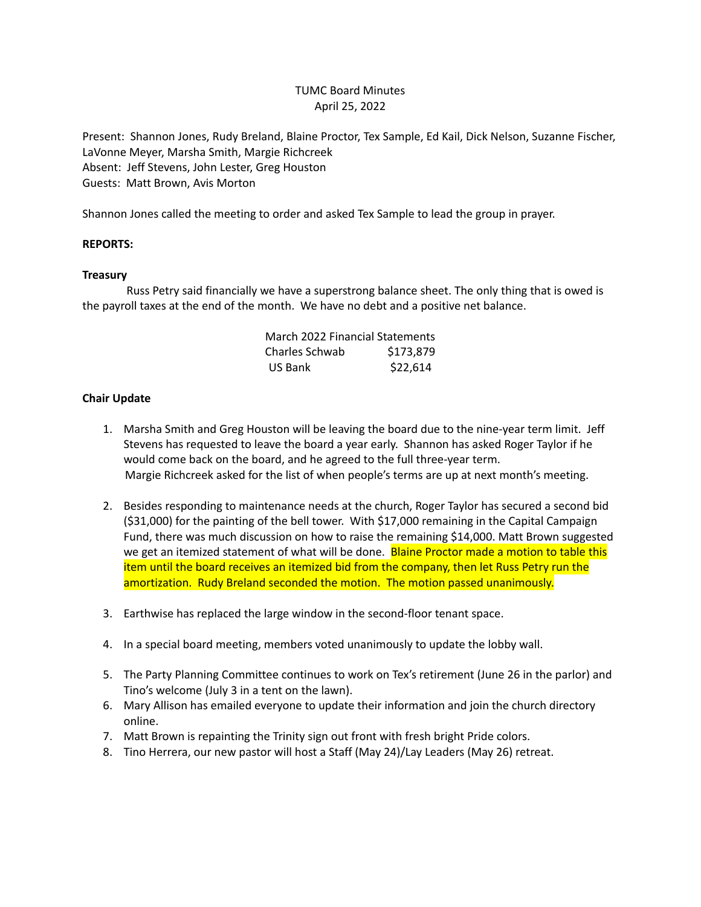TUMC Board Minutes
April 25, 2022

Present: Shannon Jones, Rudy Breland, Blaine Proctor, Tex Sample, Ed Kail, Dick Nelson, Suzanne Fischer, LaVonne Meyer, Marsha Smith, Margie Richcreek
Absent: Jeff Stevens, John Lester, Greg Houston
Guests: Matt Brown, Avis Morton

Shannon Jones called the meeting to order and asked Tex Sample to lead the group in prayer.

**REPORTS:**

**Treasury**

Russ Petry said financially we have a superstrong balance sheet. The only thing that is owed is the payroll taxes at the end of the month. We have no debt and a positive net balance.

| March 2022 Financial Statements | |
|---|---|
| Charles Schwab | $173,879 |
| US Bank | $22,614 |

**Chair Update**

1. Marsha Smith and Greg Houston will be leaving the board due to the nine-year term limit. Jeff Stevens has requested to leave the board a year early. Shannon has asked Roger Taylor if he would come back on the board, and he agreed to the full three-year term.
   Margie Richcreek asked for the list of when people's terms are up at next month's meeting.

2. Besides responding to maintenance needs at the church, Roger Taylor has secured a second bid ($31,000) for the painting of the bell tower. With $17,000 remaining in the Capital Campaign Fund, there was much discussion on how to raise the remaining $14,000. Matt Brown suggested we get an itemized statement of what will be done. Blaine Proctor made a motion to table this item until the board receives an itemized bid from the company, then let Russ Petry run the amortization. Rudy Breland seconded the motion. The motion passed unanimously.

3. Earthwise has replaced the large window in the second-floor tenant space.

4. In a special board meeting, members voted unanimously to update the lobby wall.

5. The Party Planning Committee continues to work on Tex's retirement (June 26 in the parlor) and Tino's welcome (July 3 in a tent on the lawn).
6. Mary Allison has emailed everyone to update their information and join the church directory online.
7. Matt Brown is repainting the Trinity sign out front with fresh bright Pride colors.
8. Tino Herrera, our new pastor will host a Staff (May 24)/Lay Leaders (May 26) retreat.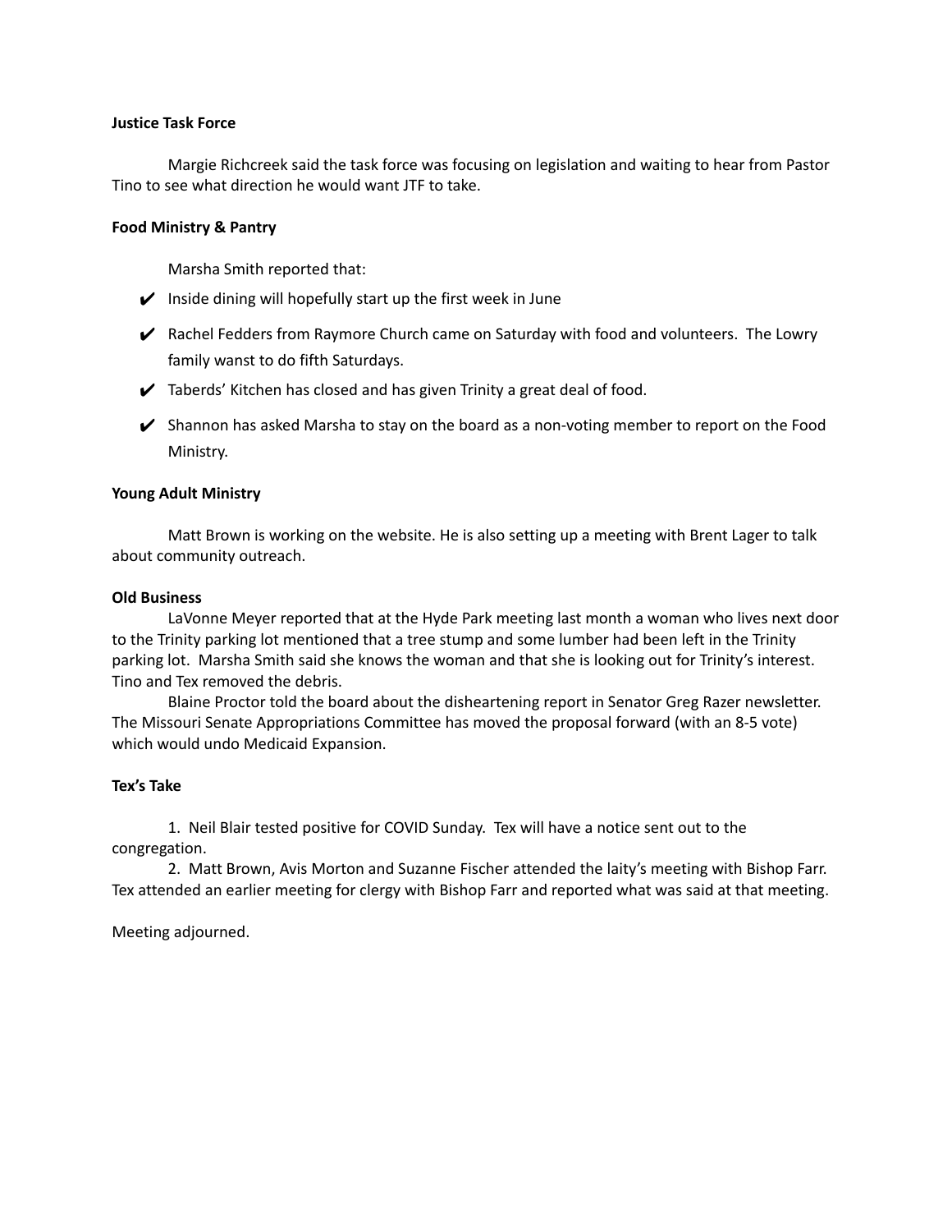**Justice Task Force**

Margie Richcreek said the task force was focusing on legislation and waiting to hear from Pastor Tino to see what direction he would want JTF to take.

**Food Ministry & Pantry**

Marsha Smith reported that:

- ✔ Inside dining will hopefully start up the first week in June
- ✔ Rachel Fedders from Raymore Church came on Saturday with food and volunteers. The Lowry family wanst to do fifth Saturdays.
- ✔ Taberds' Kitchen has closed and has given Trinity a great deal of food.
- ✔ Shannon has asked Marsha to stay on the board as a non-voting member to report on the Food Ministry.

**Young Adult Ministry**

Matt Brown is working on the website. He is also setting up a meeting with Brent Lager to talk about community outreach.

**Old Business**

LaVonne Meyer reported that at the Hyde Park meeting last month a woman who lives next door to the Trinity parking lot mentioned that a tree stump and some lumber had been left in the Trinity parking lot. Marsha Smith said she knows the woman and that she is looking out for Trinity's interest. Tino and Tex removed the debris.

Blaine Proctor told the board about the disheartening report in Senator Greg Razer newsletter. The Missouri Senate Appropriations Committee has moved the proposal forward (with an 8-5 vote) which would undo Medicaid Expansion.

**Tex's Take**

1. Neil Blair tested positive for COVID Sunday. Tex will have a notice sent out to the congregation.

2. Matt Brown, Avis Morton and Suzanne Fischer attended the laity's meeting with Bishop Farr. Tex attended an earlier meeting for clergy with Bishop Farr and reported what was said at that meeting.

Meeting adjourned.